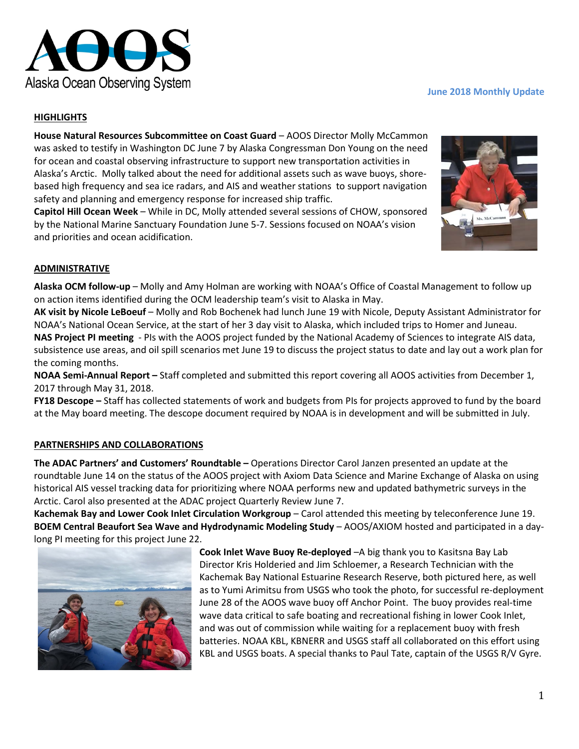# AOOS Alaska Ocean Observing System

**June 2018 Monthly Update**

## HIGHLIGHTS

**House Natural Resources Subcommittee on Coast Guard** – AOOS Director Molly McCammon was asked to testify in Washington DC June 7 by Alaska Congressman Don Young on the need for ocean and coastal observing infrastructure to support new transportation activities in Alaska's Arctic. Molly talked about the need for additional assets such as wave buoys, shore-based high frequency and sea ice radars, and AIS and weather stations to support navigation safety and planning and emergency response for increased ship traffic.

**Capitol Hill Ocean Week** – While in DC, Molly attended several sessions of CHOW, sponsored by the National Marine Sanctuary Foundation June 5-7. Sessions focused on NOAA's vision and priorities and ocean acidification.

## ADMINISTRATIVE

**Alaska OCM follow-up** – Molly and Amy Holman are working with NOAA's Office of Coastal Management to follow up on action items identified during the OCM leadership team's visit to Alaska in May.

**AK visit by Nicole LeBoeuf** – Molly and Rob Bochenek had lunch June 19 with Nicole, Deputy Assistant Administrator for NOAA's National Ocean Service, at the start of her 3 day visit to Alaska, which included trips to Homer and Juneau.

**NAS Project PI meeting** - PIs with the AOOS project funded by the National Academy of Sciences to integrate AIS data, subsistence use areas, and oil spill scenarios met June 19 to discuss the project status to date and lay out a work plan for the coming months.

**NOAA Semi-Annual Report –** Staff completed and submitted this report covering all AOOS activities from December 1, 2017 through May 31, 2018.

**FY18 Descope –** Staff has collected statements of work and budgets from PIs for projects approved to fund by the board at the May board meeting. The descope document required by NOAA is in development and will be submitted in July.

## PARTNERSHIPS AND COLLABORATIONS

**The ADAC Partners' and Customers' Roundtable –** Operations Director Carol Janzen presented an update at the roundtable June 14 on the status of the AOOS project with Axiom Data Science and Marine Exchange of Alaska on using historical AIS vessel tracking data for prioritizing where NOAA performs new and updated bathymetric surveys in the Arctic. Carol also presented at the ADAC project Quarterly Review June 7.

**Kachemak Bay and Lower Cook Inlet Circulation Workgroup** – Carol attended this meeting by teleconference June 19.

**BOEM Central Beaufort Sea Wave and Hydrodynamic Modeling Study** – AOOS/AXIOM hosted and participated in a day-long PI meeting for this project June 22.

**Cook Inlet Wave Buoy Re-deployed** –A big thank you to Kasitsna Bay Lab Director Kris Holderied and Jim Schloemer, a Research Technician with the Kachemak Bay National Estuarine Research Reserve, both pictured here, as well as to Yumi Arimitsu from USGS who took the photo, for successful re-deployment June 28 of the AOOS wave buoy off Anchor Point. The buoy provides real-time wave data critical to safe boating and recreational fishing in lower Cook Inlet, and was out of commission while waiting for a replacement buoy with fresh batteries. NOAA KBL, KBNERR and USGS staff all collaborated on this effort using KBL and USGS boats. A special thanks to Paul Tate, captain of the USGS R/V Gyre.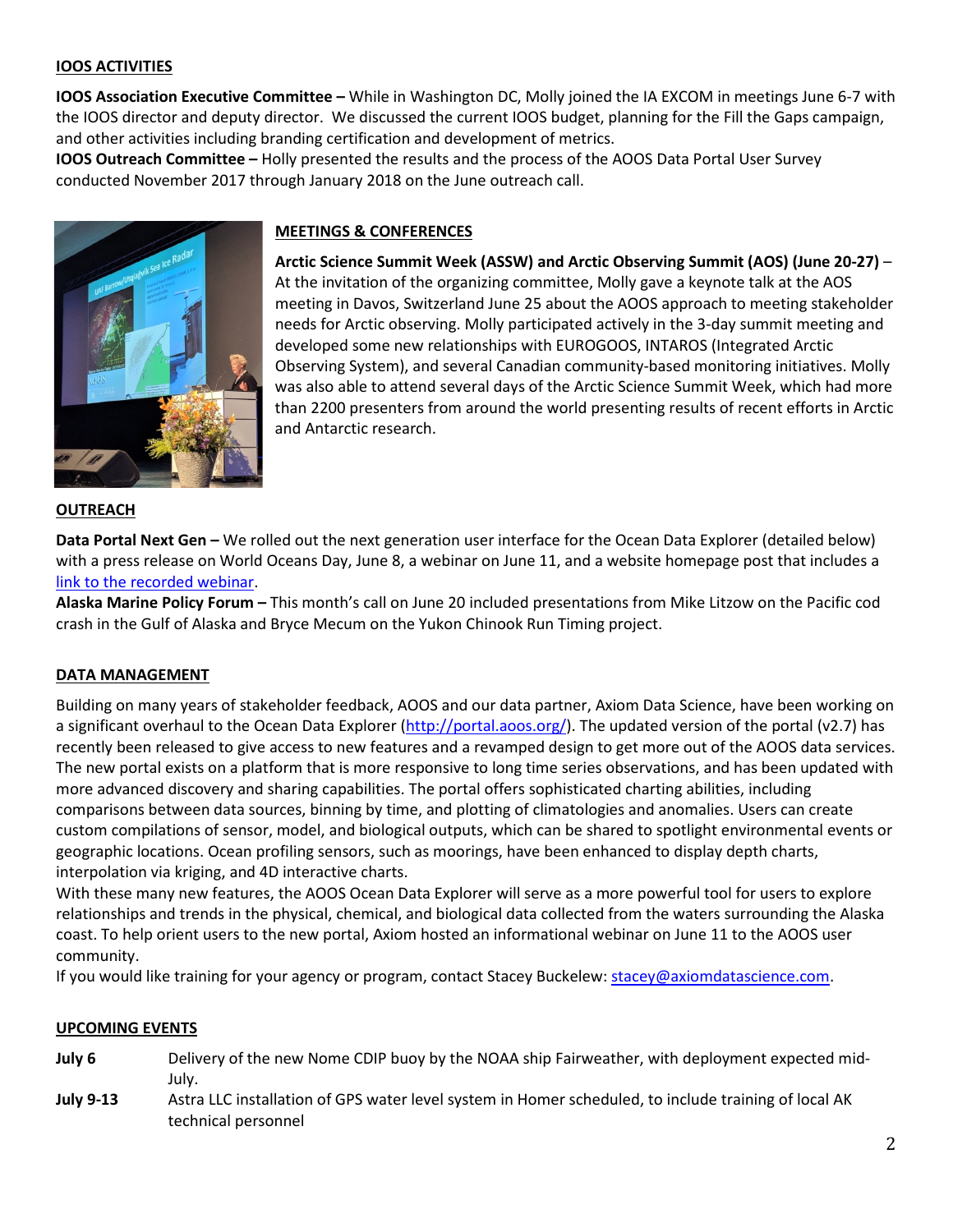## IOOS ACTIVITIES

**IOOS Association Executive Committee –** While in Washington DC, Molly joined the IA EXCOM in meetings June 6-7 with the IOOS director and deputy director. We discussed the current IOOS budget, planning for the Fill the Gaps campaign, and other activities including branding certification and development of metrics.

**IOOS Outreach Committee –** Holly presented the results and the process of the AOOS Data Portal User Survey conducted November 2017 through January 2018 on the June outreach call.

## MEETINGS & CONFERENCES

**Arctic Science Summit Week (ASSW) and Arctic Observing Summit (AOS) (June 20-27)** – At the invitation of the organizing committee, Molly gave a keynote talk at the AOS meeting in Davos, Switzerland June 25 about the AOOS approach to meeting stakeholder needs for Arctic observing. Molly participated actively in the 3-day summit meeting and developed some new relationships with EUROGOOS, INTAROS (Integrated Arctic Observing System), and several Canadian community-based monitoring initiatives. Molly was also able to attend several days of the Arctic Science Summit Week, which had more than 2200 presenters from around the world presenting results of recent efforts in Arctic and Antarctic research.

## OUTREACH

**Data Portal Next Gen –** We rolled out the next generation user interface for the Ocean Data Explorer (detailed below) with a press release on World Oceans Day, June 8, a webinar on June 11, and a website homepage post that includes a link to the recorded webinar.

**Alaska Marine Policy Forum –** This month's call on June 20 included presentations from Mike Litzow on the Pacific cod crash in the Gulf of Alaska and Bryce Mecum on the Yukon Chinook Run Timing project.

## DATA MANAGEMENT

Building on many years of stakeholder feedback, AOOS and our data partner, Axiom Data Science, have been working on a significant overhaul to the Ocean Data Explorer (http://portal.aoos.org/). The updated version of the portal (v2.7) has recently been released to give access to new features and a revamped design to get more out of the AOOS data services. The new portal exists on a platform that is more responsive to long time series observations, and has been updated with more advanced discovery and sharing capabilities. The portal offers sophisticated charting abilities, including comparisons between data sources, binning by time, and plotting of climatologies and anomalies. Users can create custom compilations of sensor, model, and biological outputs, which can be shared to spotlight environmental events or geographic locations. Ocean profiling sensors, such as moorings, have been enhanced to display depth charts, interpolation via kriging, and 4D interactive charts.

With these many new features, the AOOS Ocean Data Explorer will serve as a more powerful tool for users to explore relationships and trends in the physical, chemical, and biological data collected from the waters surrounding the Alaska coast. To help orient users to the new portal, Axiom hosted an informational webinar on June 11 to the AOOS user community.

If you would like training for your agency or program, contact Stacey Buckelew: stacey@axiomdatascience.com.

## UPCOMING EVENTS

**July 6** Delivery of the new Nome CDIP buoy by the NOAA ship Fairweather, with deployment expected mid-July.

**July 9-13** Astra LLC installation of GPS water level system in Homer scheduled, to include training of local AK technical personnel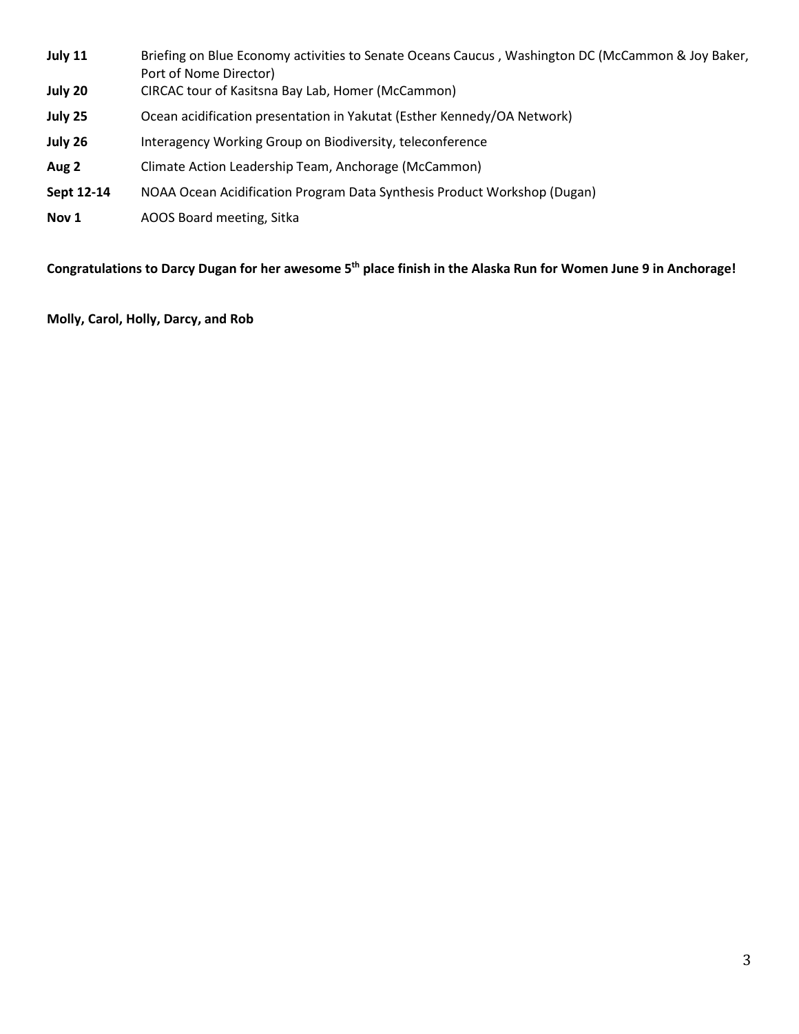| | |
|---|---|
| **July 11** | Briefing on Blue Economy activities to Senate Oceans Caucus , Washington DC (McCammon & Joy Baker, Port of Nome Director) |
| **July 20** | CIRCAC tour of Kasitsna Bay Lab, Homer (McCammon) |
| **July 25** | Ocean acidification presentation in Yakutat (Esther Kennedy/OA Network) |
| **July 26** | Interagency Working Group on Biodiversity, teleconference |
| **Aug 2** | Climate Action Leadership Team, Anchorage (McCammon) |
| **Sept 12-14** | NOAA Ocean Acidification Program Data Synthesis Product Workshop (Dugan) |
| **Nov 1** | AOOS Board meeting, Sitka |

**Congratulations to Darcy Dugan for her awesome 5th place finish in the Alaska Run for Women June 9 in Anchorage!**

**Molly, Carol, Holly, Darcy, and Rob**